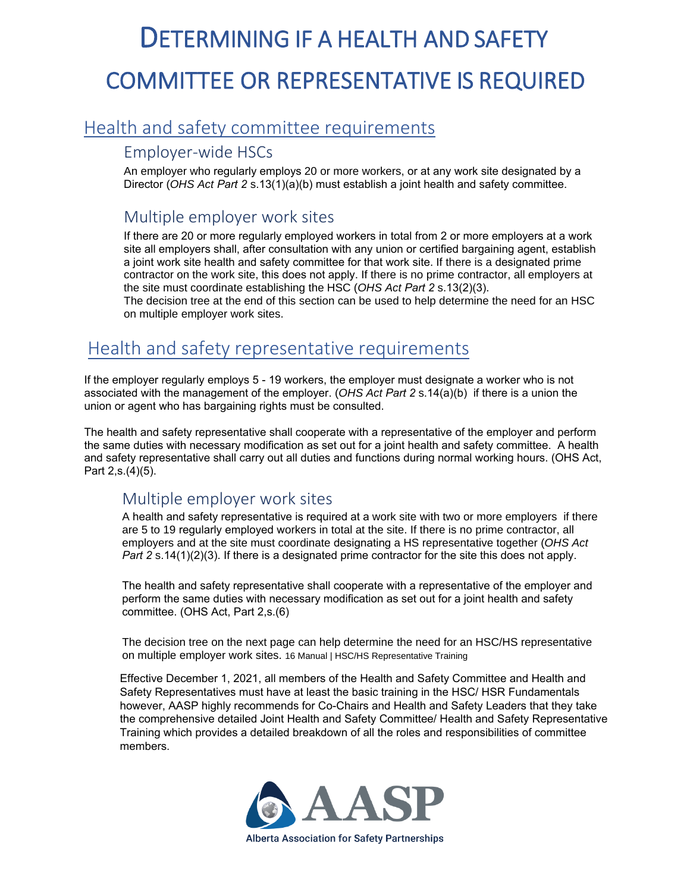# Determining if a Health and Safety Committee or Representative is Required

## Health and safety committee requirements

### Employer-wide HSCs

An employer who regularly employs 20 or more workers, or at any work site designated by a Director (*OHS Act Part 2* s.13(1)(a)(b) must establish a joint health and safety committee.

### Multiple employer work sites

If there are 20 or more regularly employed workers in total from 2 or more employers at a work site all employers shall, after consultation with any union or certified bargaining agent, establish a joint work site health and safety committee for that work site. If there is a designated prime contractor on the work site, this does not apply. If there is no prime contractor, all employers at the site must coordinate establishing the HSC (*OHS Act Part 2* s.13(2)(3).
The decision tree at the end of this section can be used to help determine the need for an HSC on multiple employer work sites.

## Health and safety representative requirements

If the employer regularly employs 5 - 19 workers, the employer must designate a worker who is not associated with the management of the employer. (*OHS Act Part 2* s.14(a)(b) if there is a union the union or agent who has bargaining rights must be consulted.

The health and safety representative shall cooperate with a representative of the employer and perform the same duties with necessary modification as set out for a joint health and safety committee. A health and safety representative shall carry out all duties and functions during normal working hours. (OHS Act, Part 2,s.(4)(5).

### Multiple employer work sites

A health and safety representative is required at a work site with two or more employers if there are 5 to 19 regularly employed workers in total at the site. If there is no prime contractor, all employers and at the site must coordinate designating a HS representative together (*OHS Act Part 2* s.14(1)(2)(3). If there is a designated prime contractor for the site this does not apply.

The health and safety representative shall cooperate with a representative of the employer and perform the same duties with necessary modification as set out for a joint health and safety committee. (OHS Act, Part 2,s.(6)

The decision tree on the next page can help determine the need for an HSC/HS representative on multiple employer work sites.

Effective December 1, 2021, all members of the Health and Safety Committee and Health and Safety Representatives must have at least the basic training in the HSC/ HSR Fundamentals however, AASP highly recommends for Co-Chairs and Health and Safety Leaders that they take the comprehensive detailed Joint Health and Safety Committee/ Health and Safety Representative Training which provides a detailed breakdown of all the roles and responsibilities of committee members.

AASP
Alberta Association for Safety Partnerships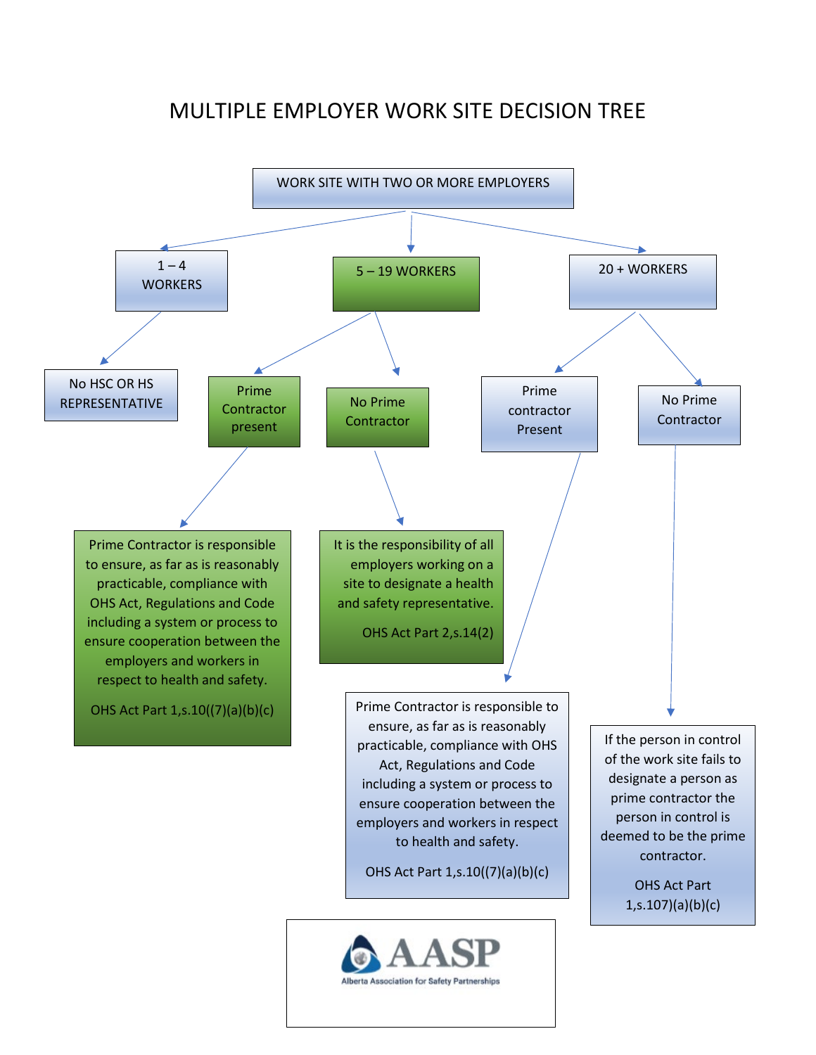# MULTIPLE EMPLOYER WORK SITE DECISION TREE

WORK SITE WITH TWO OR MORE EMPLOYERS

1 – 4 WORKERS

No HSC OR HS REPRESENTATIVE

5 – 19 WORKERS

Prime Contractor present

Prime Contractor is responsible to ensure, as far as is reasonably practicable, compliance with OHS Act, Regulations and Code including a system or process to ensure cooperation between the employers and workers in respect to health and safety.

OHS Act Part 1,s.10((7)(a)(b)(c)

No Prime Contractor

It is the responsibility of all employers working on a site to designate a health and safety representative.

OHS Act Part 2,s.14(2)

20 + WORKERS

Prime contractor Present

Prime Contractor is responsible to ensure, as far as is reasonably practicable, compliance with OHS Act, Regulations and Code including a system or process to ensure cooperation between the employers and workers in respect to health and safety.

OHS Act Part 1,s.10((7)(a)(b)(c)

No Prime Contractor

If the person in control of the work site fails to designate a person as prime contractor the person in control is deemed to be the prime contractor.

OHS Act Part 1,s.107)(a)(b)(c)

AASP
Alberta Association for Safety Partnerships